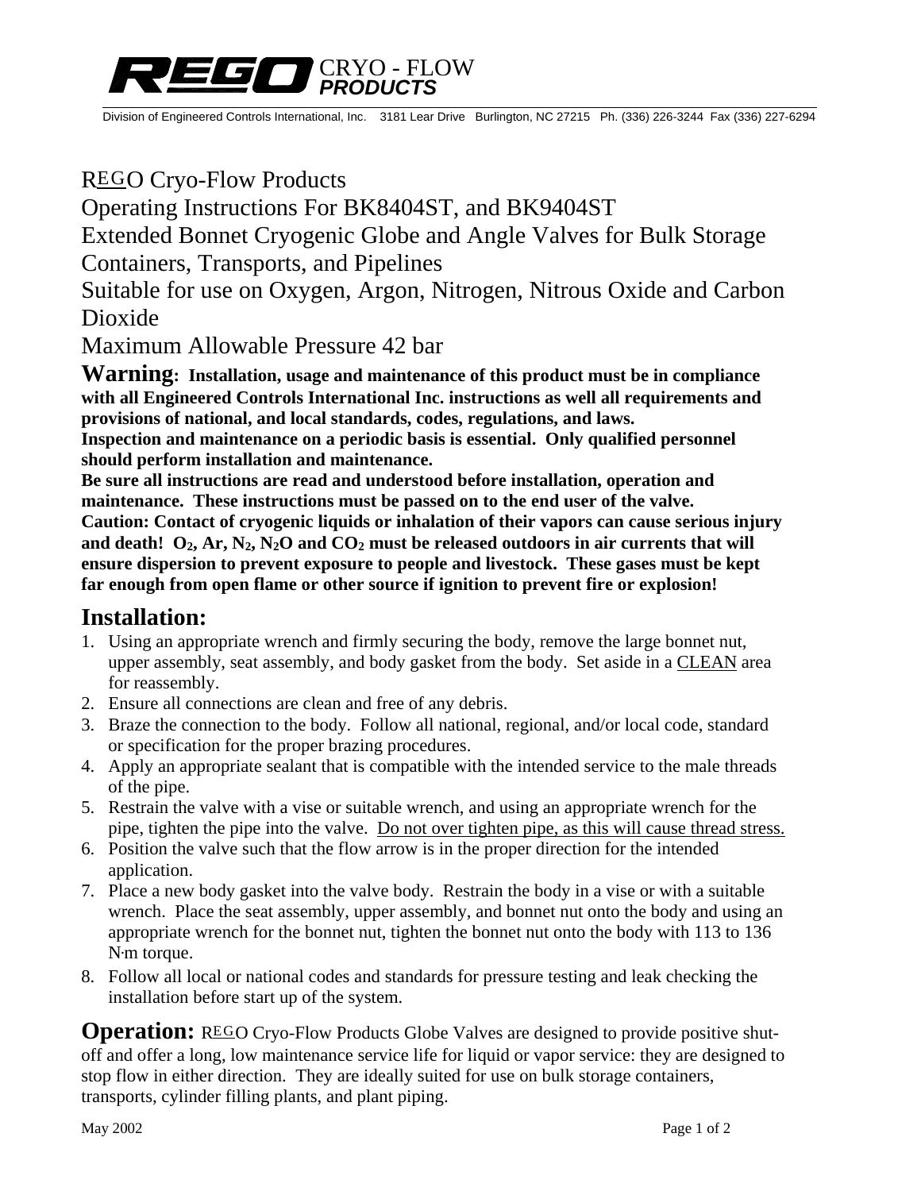# REGO CRYO - FLOW *PRODUCTS*

Division of Engineered Controls International, Inc.  3181 Lear Drive  Burlington, NC 27215  Ph. (336) 226-3244  Fax (336) 227-6294

## REGO Cryo-Flow Products
## Operating Instructions For BK8404ST, and BK9404ST
## Extended Bonnet Cryogenic Globe and Angle Valves for Bulk Storage Containers, Transports, and Pipelines
## Suitable for use on Oxygen, Argon, Nitrogen, Nitrous Oxide and Carbon Dioxide
## Maximum Allowable Pressure 42 bar

**Warning: Installation, usage and maintenance of this product must be in compliance with all Engineered Controls International Inc. instructions as well all requirements and provisions of national, and local standards, codes, regulations, and laws.**
**Inspection and maintenance on a periodic basis is essential. Only qualified personnel should perform installation and maintenance.**
**Be sure all instructions are read and understood before installation, operation and maintenance. These instructions must be passed on to the end user of the valve.**
**Caution: Contact of cryogenic liquids or inhalation of their vapors can cause serious injury and death! $O_2$, Ar, $N_2$, $N_2O$ and $CO_2$ must be released outdoors in air currents that will ensure dispersion to prevent exposure to people and livestock. These gases must be kept far enough from open flame or other source if ignition to prevent fire or explosion!**

## Installation:

1. Using an appropriate wrench and firmly securing the body, remove the large bonnet nut, upper assembly, seat assembly, and body gasket from the body. Set aside in a CLEAN area for reassembly.
2. Ensure all connections are clean and free of any debris.
3. Braze the connection to the body. Follow all national, regional, and/or local code, standard or specification for the proper brazing procedures.
4. Apply an appropriate sealant that is compatible with the intended service to the male threads of the pipe.
5. Restrain the valve with a vise or suitable wrench, and using an appropriate wrench for the pipe, tighten the pipe into the valve. Do not over tighten pipe, as this will cause thread stress.
6. Position the valve such that the flow arrow is in the proper direction for the intended application.
7. Place a new body gasket into the valve body. Restrain the body in a vise or with a suitable wrench. Place the seat assembly, upper assembly, and bonnet nut onto the body and using an appropriate wrench for the bonnet nut, tighten the bonnet nut onto the body with 113 to 136 N·m torque.
8. Follow all local or national codes and standards for pressure testing and leak checking the installation before start up of the system.

**Operation:** REGO Cryo-Flow Products Globe Valves are designed to provide positive shut-off and offer a long, low maintenance service life for liquid or vapor service: they are designed to stop flow in either direction. They are ideally suited for use on bulk storage containers, transports, cylinder filling plants, and plant piping.

May 2002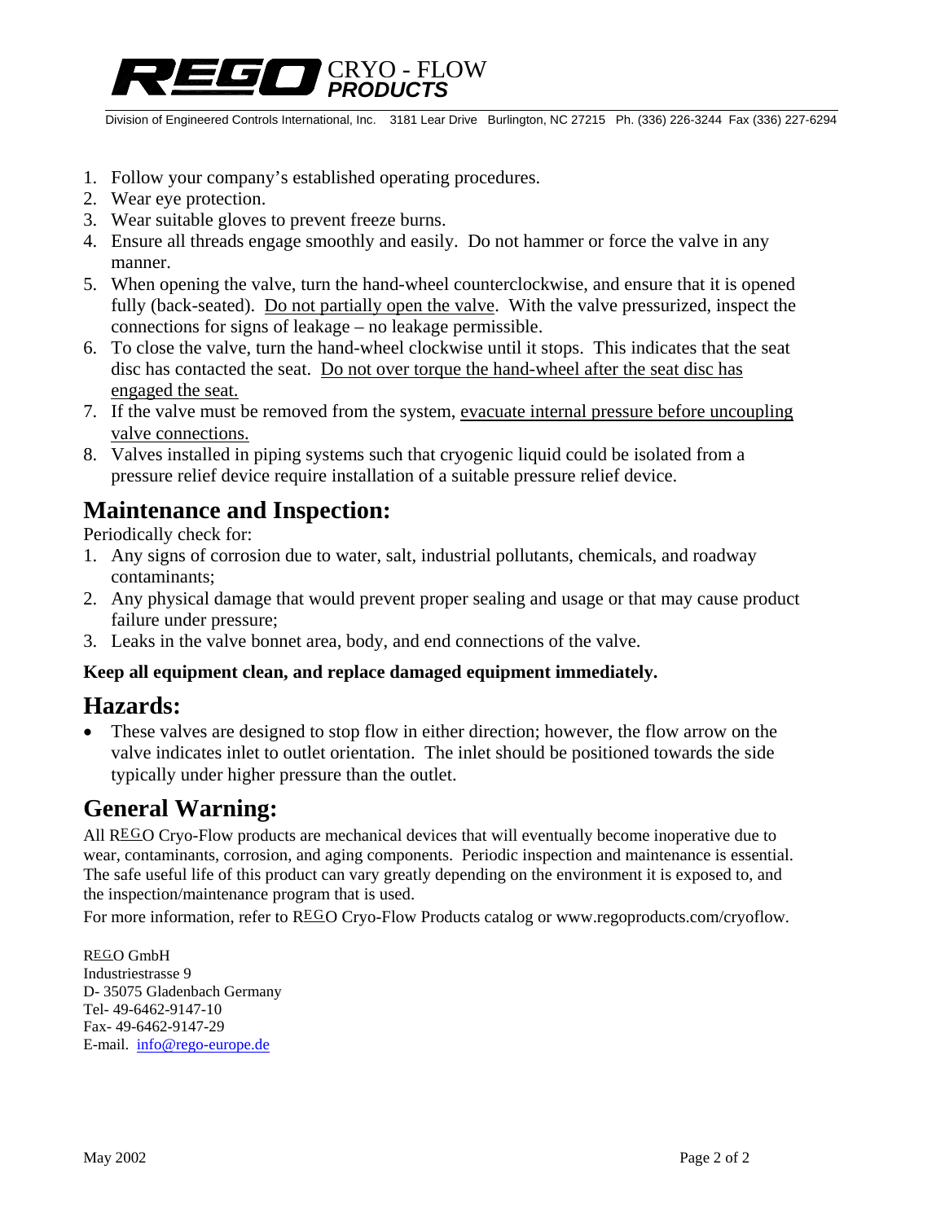1. Follow your company's established operating procedures.
2. Wear eye protection.
3. Wear suitable gloves to prevent freeze burns.
4. Ensure all threads engage smoothly and easily. Do not hammer or force the valve in any manner.
5. When opening the valve, turn the hand-wheel counterclockwise, and ensure that it is opened fully (back-seated). Do not partially open the valve. With the valve pressurized, inspect the connections for signs of leakage – no leakage permissible.
6. To close the valve, turn the hand-wheel clockwise until it stops. This indicates that the seat disc has contacted the seat. Do not over torque the hand-wheel after the seat disc has engaged the seat.
7. If the valve must be removed from the system, evacuate internal pressure before uncoupling valve connections.
8. Valves installed in piping systems such that cryogenic liquid could be isolated from a pressure relief device require installation of a suitable pressure relief device.

## Maintenance and Inspection:

Periodically check for:

1. Any signs of corrosion due to water, salt, industrial pollutants, chemicals, and roadway contaminants;
2. Any physical damage that would prevent proper sealing and usage or that may cause product failure under pressure;
3. Leaks in the valve bonnet area, body, and end connections of the valve.

**Keep all equipment clean, and replace damaged equipment immediately.**

## Hazards:

- These valves are designed to stop flow in either direction; however, the flow arrow on the valve indicates inlet to outlet orientation. The inlet should be positioned towards the side typically under higher pressure than the outlet.

## General Warning:

All REGO Cryo-Flow products are mechanical devices that will eventually become inoperative due to wear, contaminants, corrosion, and aging components. Periodic inspection and maintenance is essential. The safe useful life of this product can vary greatly depending on the environment it is exposed to, and the inspection/maintenance program that is used.

For more information, refer to REGO Cryo-Flow Products catalog or www.regoproducts.com/cryoflow.

REGO GmbH
Industriestrasse 9
D- 35075 Gladenbach Germany
Tel- 49-6462-9147-10
Fax- 49-6462-9147-29
E-mail. info@rego-europe.de

May 2002